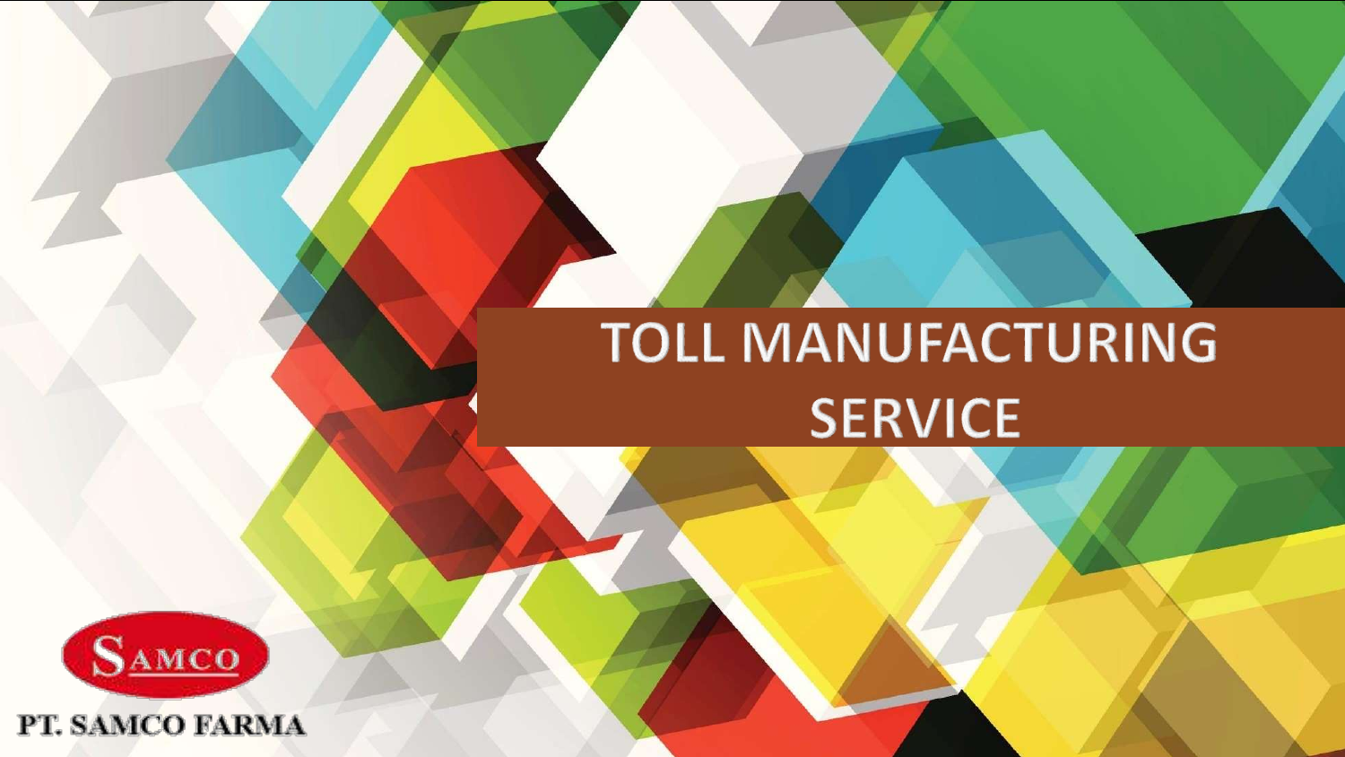# TOLL MANUFACTURING SERVICE

SAMCO

PT. SAMCO FARMA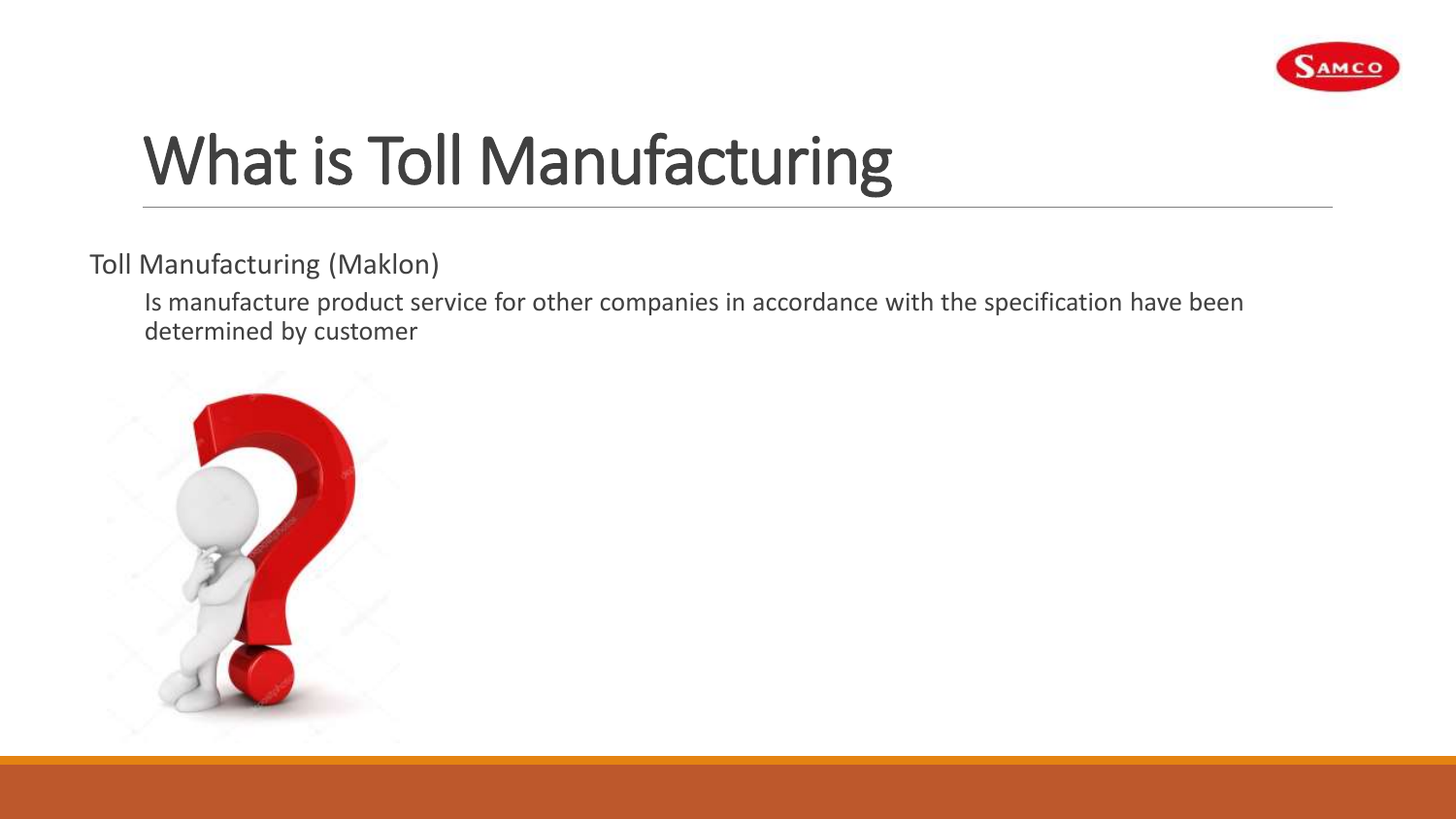# What is Toll Manufacturing

Toll Manufacturing (Maklon)

Is manufacture product service for other companies in accordance with the specification have been determined by customer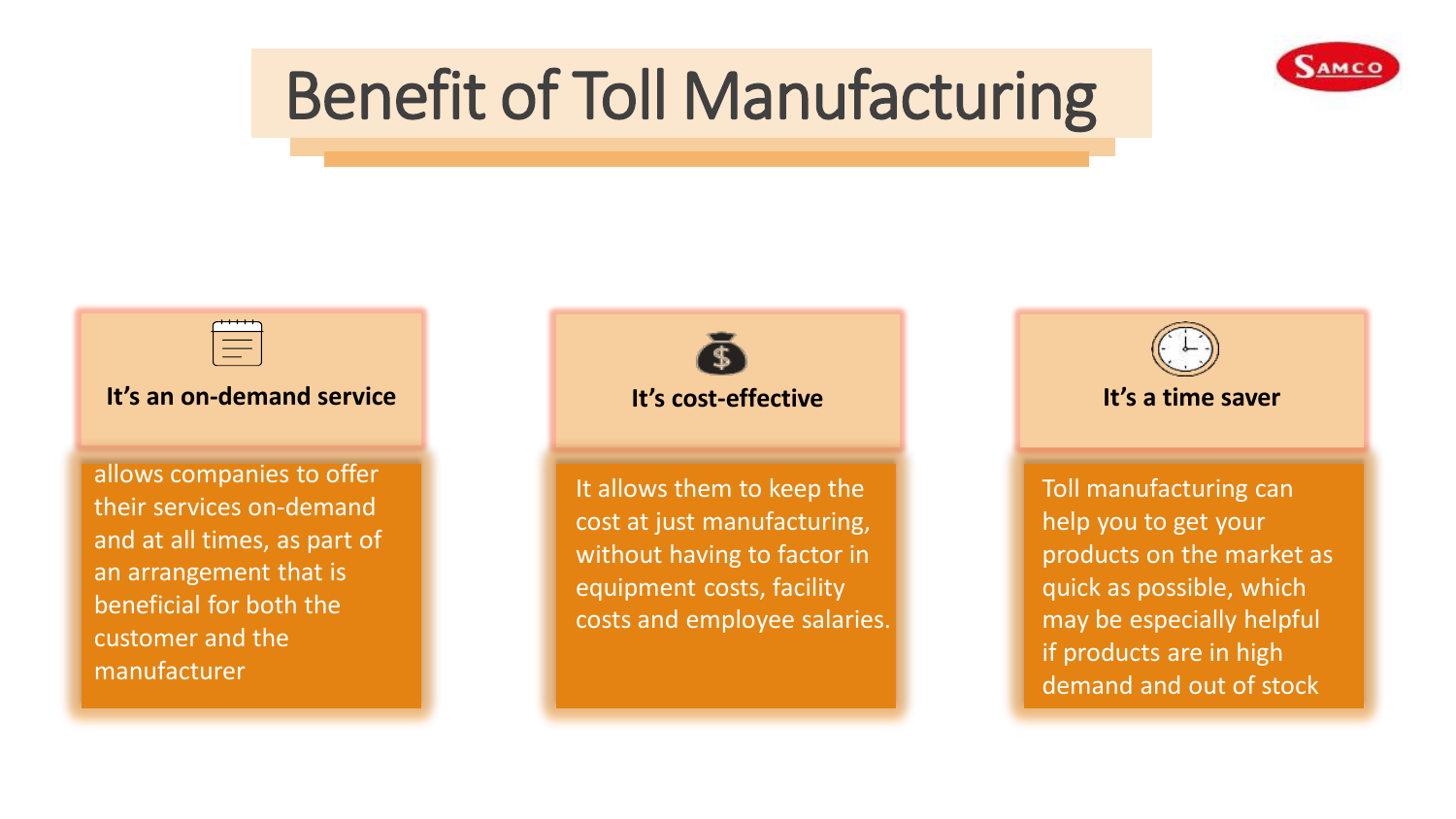# Benefit of Toll Manufacturing

### It's an on-demand service

allows companies to offer their services on-demand and at all times, as part of an arrangement that is beneficial for both the customer and the manufacturer

### It's cost-effective

It allows them to keep the cost at just manufacturing, without having to factor in equipment costs, facility costs and employee salaries.

### It's a time saver

Toll manufacturing can help you to get your products on the market as quick as possible, which may be especially helpful if products are in high demand and out of stock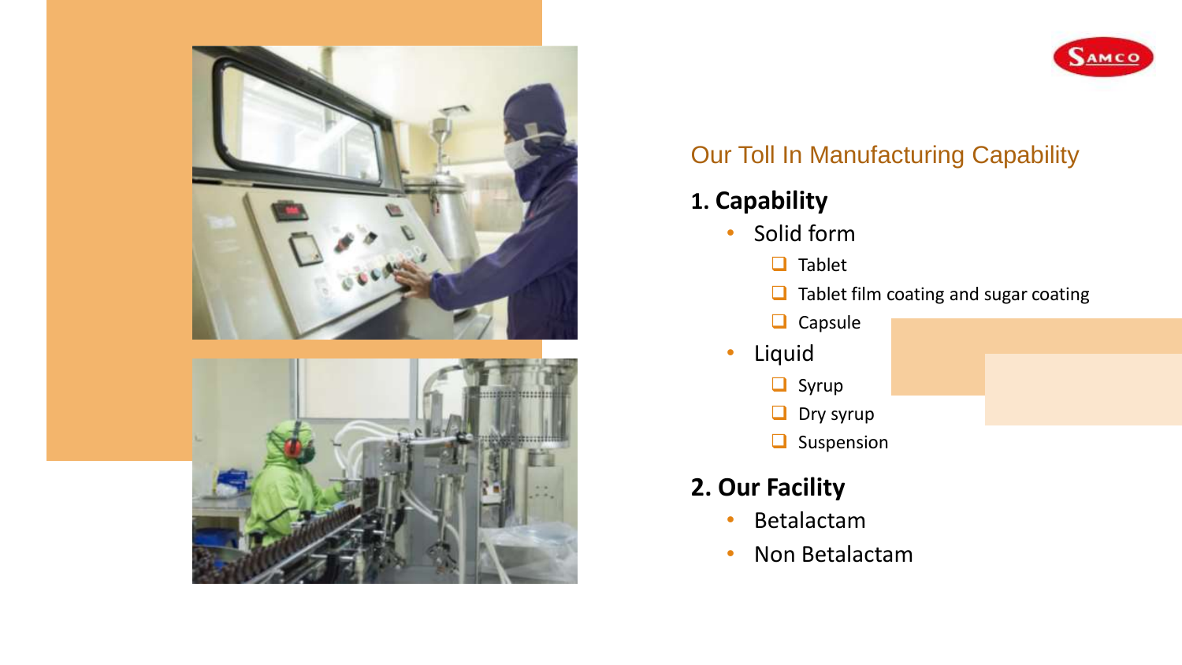## Our Toll In Manufacturing Capability

### 1. Capability

- Solid form
  - Tablet
  - Tablet film coating and sugar coating
  - Capsule
- Liquid
  - Syrup
  - Dry syrup
  - Suspension

### 2. Our Facility

- Betalactam
- Non Betalactam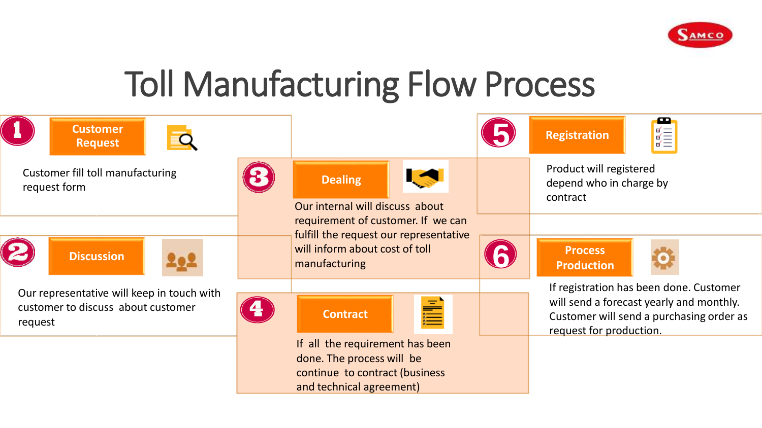# Toll Manufacturing Flow Process

## 1. Customer Request

Customer fill toll manufacturing request form

## 2. Discussion

Our representative will keep in touch with customer to discuss about customer request

## 3. Dealing

Our internal will discuss about requirement of customer. If we can fulfill the request our representative will inform about cost of toll manufacturing

## 4. Contract

If all the requirement has been done. The process will be continue to contract (business and technical agreement)

## 5. Registration

Product will registered depend who in charge by contract

## 6. Process Production

If registration has been done. Customer will send a forecast yearly and monthly. Customer will send a purchasing order as request for production.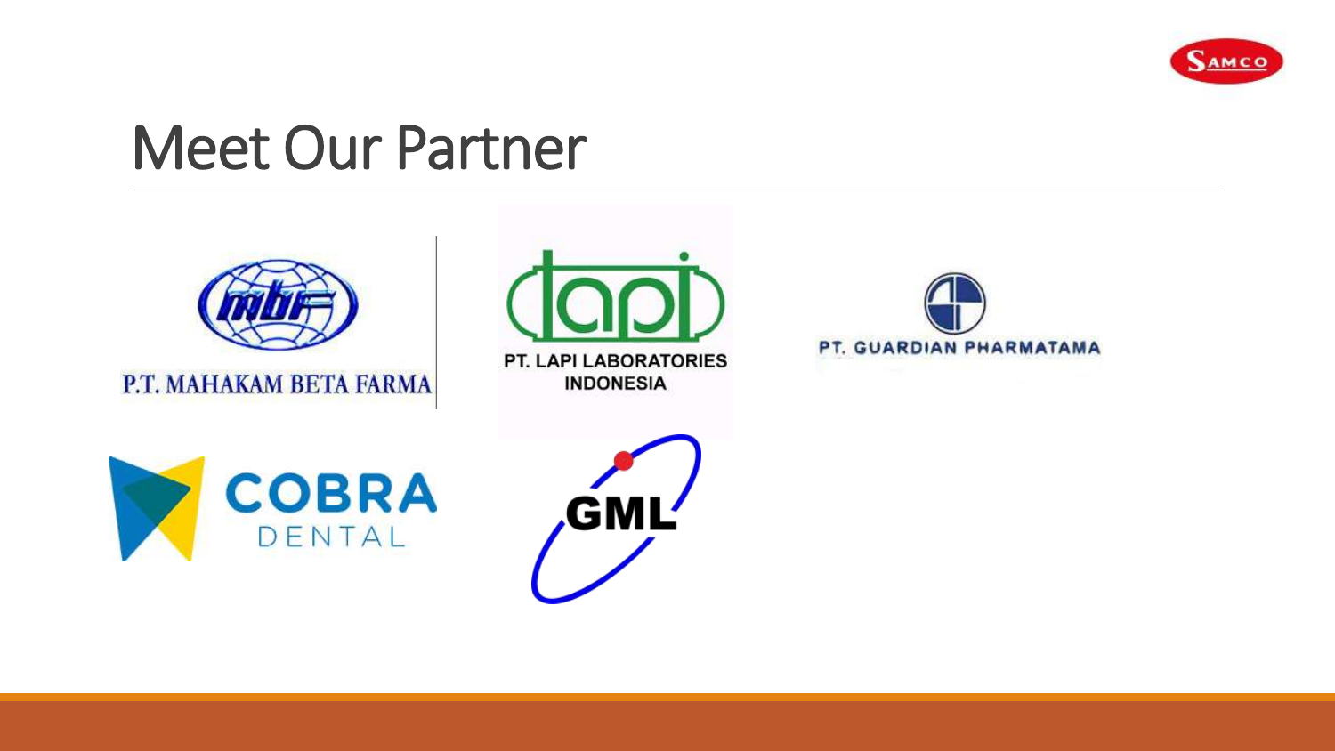# Meet Our Partner

P.T. MAHAKAM BETA FARMA

PT. LAPI LABORATORIES INDONESIA

PT. GUARDIAN PHARMATAMA

COBRA DENTAL

GML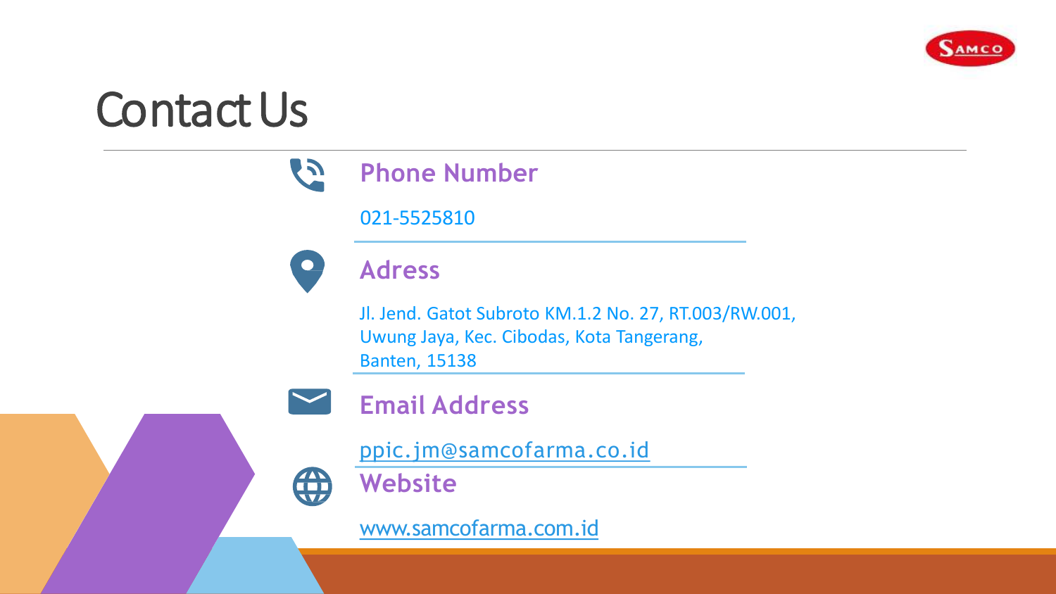# Contact Us

## Phone Number

021-5525810

## Adress

Jl. Jend. Gatot Subroto KM.1.2 No. 27, RT.003/RW.001,
Uwung Jaya, Kec. Cibodas, Kota Tangerang,
Banten, 15138

## Email Address

ppic.jm@samcofarma.co.id

## Website

www.samcofarma.com.id